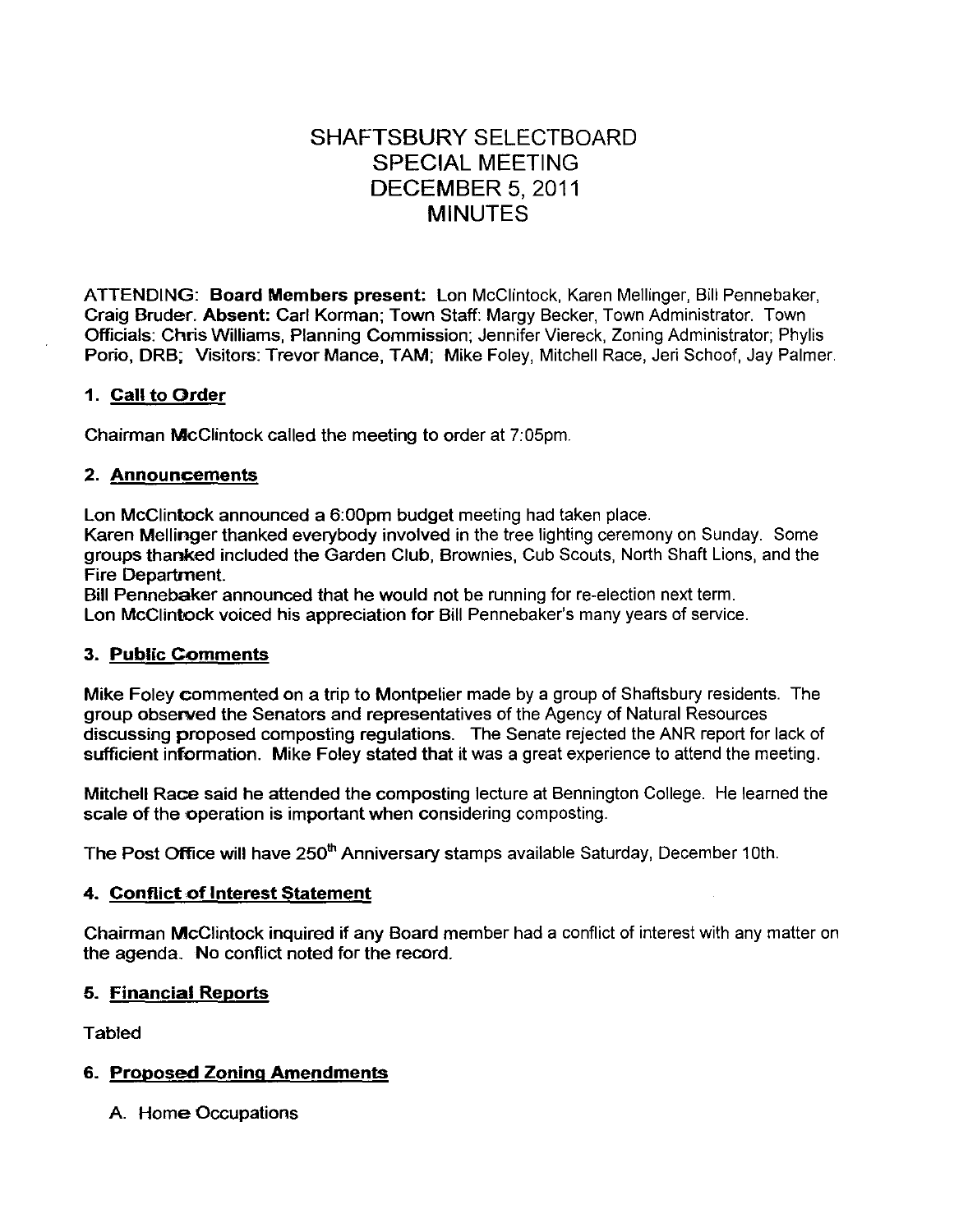# SHAFTSBURY SELECTBOARD
# SPECIAL MEETING
# DECEMBER 5, 2011
# MINUTES

ATTENDING: **Board Members present:** Lon McClintock, Karen Mellinger, Bill Pennebaker, Craig Bruder. **Absent:** Carl Korman; Town Staff: Margy Becker, Town Administrator. Town Officials: Chris Williams, Planning Commission; Jennifer Viereck, Zoning Administrator; Phylis Porio, DRB; Visitors: Trevor Mance, TAM; Mike Foley, Mitchell Race, Jeri Schoof, Jay Palmer.

## 1. Call to Order

Chairman McClintock called the meeting to order at 7:05pm.

## 2. Announcements

Lon McClintock announced a 6:00pm budget meeting had taken place.
Karen Mellinger thanked everybody involved in the tree lighting ceremony on Sunday. Some groups thanked included the Garden Club, Brownies, Cub Scouts, North Shaft Lions, and the Fire Department.
Bill Pennebaker announced that he would not be running for re-election next term.
Lon McClintock voiced his appreciation for Bill Pennebaker's many years of service.

## 3. Public Comments

Mike Foley commented on a trip to Montpelier made by a group of Shaftsbury residents. The group observed the Senators and representatives of the Agency of Natural Resources discussing proposed composting regulations. The Senate rejected the ANR report for lack of sufficient information. Mike Foley stated that it was a great experience to attend the meeting.

Mitchell Race said he attended the composting lecture at Bennington College. He learned the scale of the operation is important when considering composting.

The Post Office will have 250th Anniversary stamps available Saturday, December 10th.

## 4. Conflict of Interest Statement

Chairman McClintock inquired if any Board member had a conflict of interest with any matter on the agenda. No conflict noted for the record.

## 5. Financial Reports

Tabled

## 6. Proposed Zoning Amendments

A. Home Occupations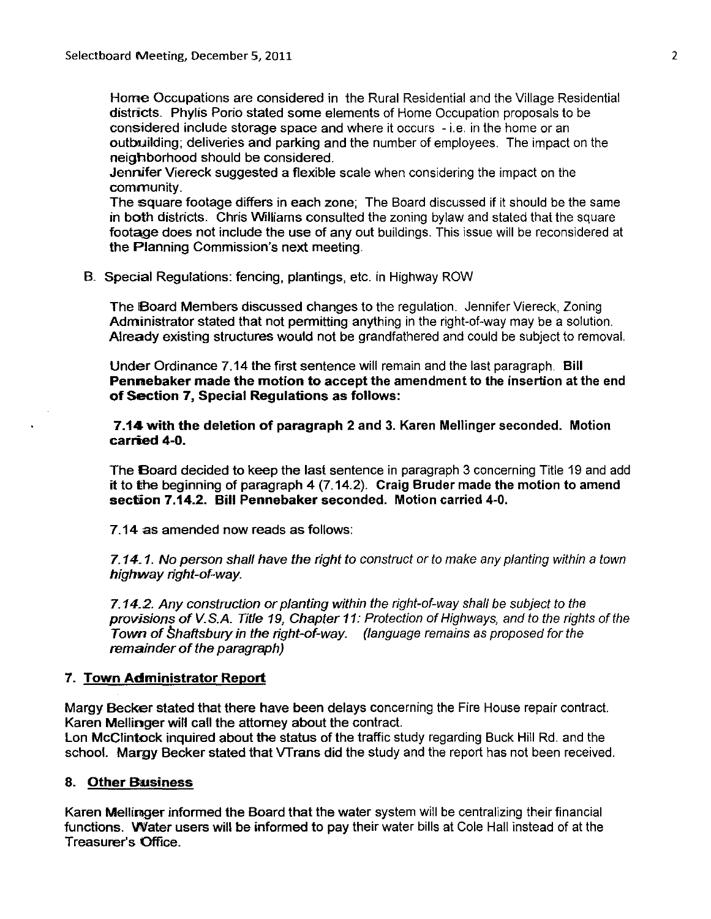Home Occupations are considered in the Rural Residential and the Village Residential districts. Phylis Porio stated some elements of Home Occupation proposals to be considered include storage space and where it occurs - i.e. in the home or an outbuilding; deliveries and parking and the number of employees. The impact on the neighborhood should be considered.
Jennifer Viereck suggested a flexible scale when considering the impact on the community.
The square footage differs in each zone; The Board discussed if it should be the same in both districts. Chris Williams consulted the zoning bylaw and stated that the square footage does not include the use of any out buildings. This issue will be reconsidered at the Planning Commission's next meeting.

B. Special Regulations: fencing, plantings, etc. in Highway ROW

The Board Members discussed changes to the regulation. Jennifer Viereck, Zoning Administrator stated that not permitting anything in the right-of-way may be a solution. Already existing structures would not be grandfathered and could be subject to removal.

Under Ordinance 7.14 the first sentence will remain and the last paragraph. **Bill Pennebaker made the motion to accept the amendment to the insertion at the end of Section 7, Special Regulations as follows:**

**7.14 with the deletion of paragraph 2 and 3. Karen Mellinger seconded. Motion carried 4-0.**

The Board decided to keep the last sentence in paragraph 3 concerning Title 19 and add it to the beginning of paragraph 4 (7.14.2). **Craig Bruder made the motion to amend section 7.14.2. Bill Pennebaker seconded. Motion carried 4-0.**

7.14 as amended now reads as follows:

*7.14.1. No person shall have the right to construct or to make any planting within a town highway right-of-way.*

*7.14.2. Any construction or planting within the right-of-way shall be subject to the provisions of V.S.A. Title 19, Chapter 11: Protection of Highways, and to the rights of the Town of Shaftsbury in the right-of-way. (language remains as proposed for the remainder of the paragraph)*

## 7. Town Administrator Report

Margy Becker stated that there have been delays concerning the Fire House repair contract. Karen Mellinger will call the attorney about the contract.
Lon McClintock inquired about the status of the traffic study regarding Buck Hill Rd. and the school. Margy Becker stated that VTrans did the study and the report has not been received.

## 8. Other Business

Karen Mellinger informed the Board that the water system will be centralizing their financial functions. Water users will be informed to pay their water bills at Cole Hall instead of at the Treasurer's Office.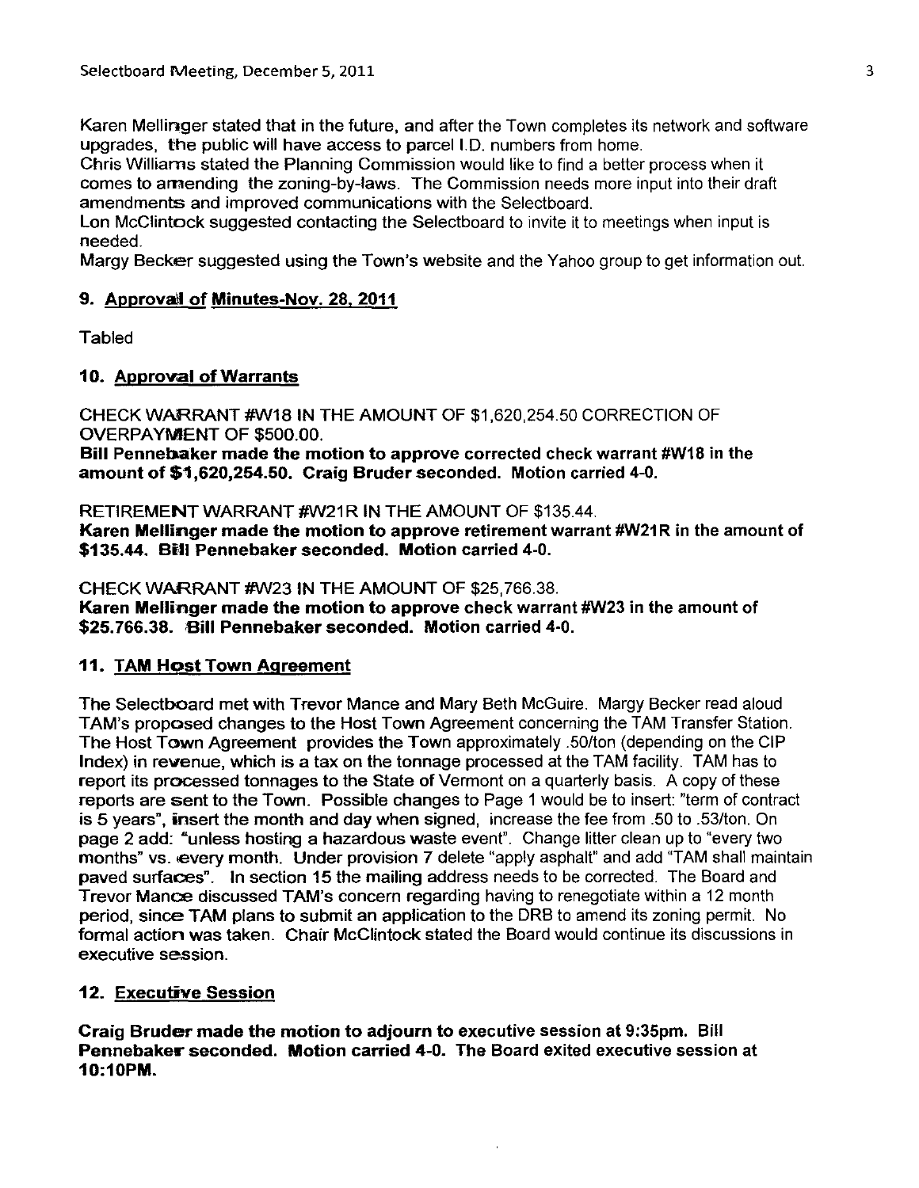Karen Mellinger stated that in the future, and after the Town completes its network and software upgrades, the public will have access to parcel I.D. numbers from home.
Chris Williams stated the Planning Commission would like to find a better process when it comes to amending the zoning-by-laws. The Commission needs more input into their draft amendments and improved communications with the Selectboard.
Lon McClintock suggested contacting the Selectboard to invite it to meetings when input is needed.
Margy Becker suggested using the Town's website and the Yahoo group to get information out.

## 9. Approval of Minutes-Nov. 28, 2011

Tabled

## 10. Approval of Warrants

CHECK WARRANT #W18 IN THE AMOUNT OF $1,620,254.50 CORRECTION OF OVERPAYMENT OF $500.00.
**Bill Pennebaker made the motion to approve corrected check warrant #W18 in the amount of $1,620,254.50. Craig Bruder seconded. Motion carried 4-0.**

RETIREMENT WARRANT #W21R IN THE AMOUNT OF $135.44.
**Karen Mellinger made the motion to approve retirement warrant #W21R in the amount of $135.44. Bill Pennebaker seconded. Motion carried 4-0.**

CHECK WARRANT #W23 IN THE AMOUNT OF $25,766.38.
**Karen Mellinger made the motion to approve check warrant #W23 in the amount of $25.766.38. Bill Pennebaker seconded. Motion carried 4-0.**

## 11. TAM Host Town Agreement

The Selectboard met with Trevor Mance and Mary Beth McGuire. Margy Becker read aloud TAM's proposed changes to the Host Town Agreement concerning the TAM Transfer Station. The Host Town Agreement provides the Town approximately .50/ton (depending on the CIP Index) in revenue, which is a tax on the tonnage processed at the TAM facility. TAM has to report its processed tonnages to the State of Vermont on a quarterly basis. A copy of these reports are sent to the Town. Possible changes to Page 1 would be to insert: "term of contract is 5 years", insert the month and day when signed, increase the fee from .50 to .53/ton. On page 2 add: "unless hosting a hazardous waste event". Change litter clean up to "every two months" vs. every month. Under provision 7 delete "apply asphalt" and add "TAM shall maintain paved surfaces". In section 15 the mailing address needs to be corrected. The Board and Trevor Mance discussed TAM's concern regarding having to renegotiate within a 12 month period, since TAM plans to submit an application to the DRB to amend its zoning permit. No formal action was taken. Chair McClintock stated the Board would continue its discussions in executive session.

## 12. Executive Session

**Craig Bruder made the motion to adjourn to executive session at 9:35pm. Bill Pennebaker seconded. Motion carried 4-0. The Board exited executive session at 10:10PM.**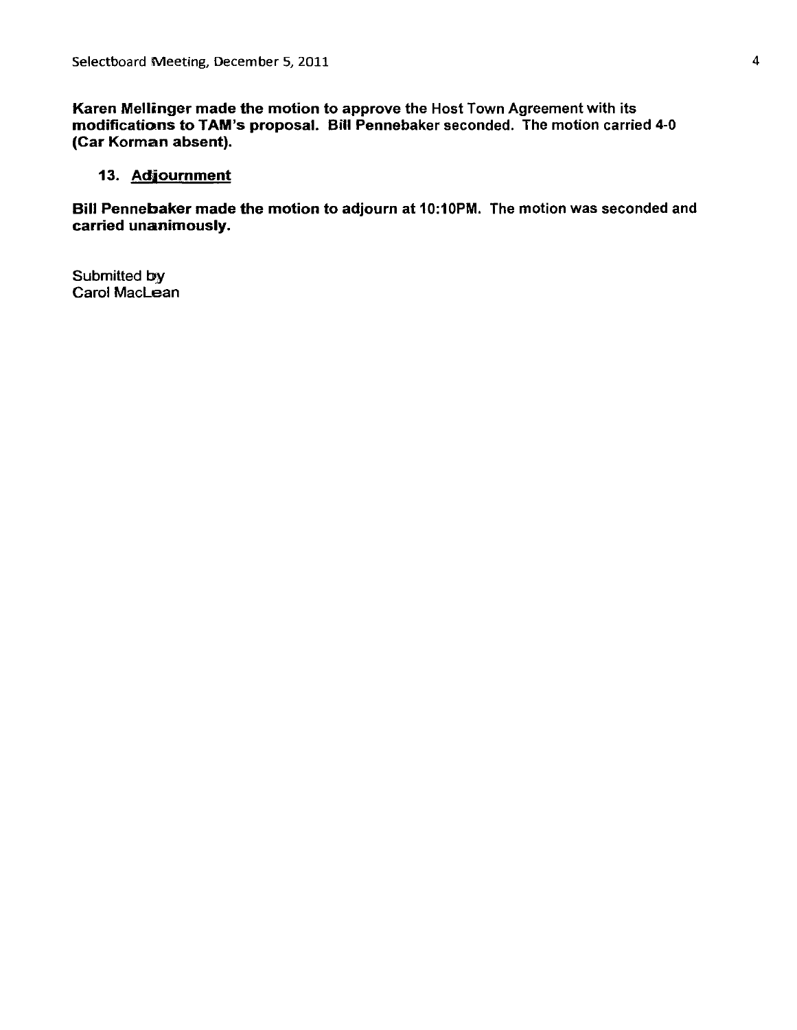**Karen Mellinger made the motion to approve** the Host Town Agreement with its **modifications to TAM's proposal. Bill Pennebaker** seconded. The motion carried 4-0 **(Car Korman absent).**

### 13. Adjournment

**Bill Pennebaker made the motion to adjourn at 10:10PM.** The motion was seconded and **carried unanimously.**

Submitted by
Carol MacLean